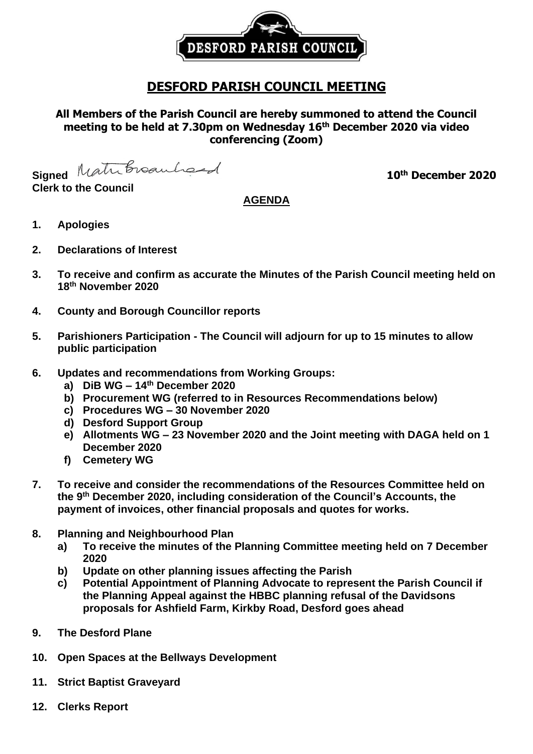DESFORD PARISH COUNCIL

# DESFORD PARISH COUNCIL MEETING

**All Members of the Parish Council are hereby summoned to attend the Council meeting to be held at 7.30pm on Wednesday 16th December 2020 via video conferencing (Zoom)**

**Signed** Matt Broadhead **10th December 2020**
**Clerk to the Council**

## AGENDA

1. **Apologies**
2. **Declarations of Interest**
3. **To receive and confirm as accurate the Minutes of the Parish Council meeting held on 18th November 2020**
4. **County and Borough Councillor reports**
5. **Parishioners Participation - The Council will adjourn for up to 15 minutes to allow public participation**
6. **Updates and recommendations from Working Groups:**
   a) **DiB WG – 14th December 2020**
   b) **Procurement WG (referred to in Resources Recommendations below)**
   c) **Procedures WG – 30 November 2020**
   d) **Desford Support Group**
   e) **Allotments WG – 23 November 2020 and the Joint meeting with DAGA held on 1 December 2020**
   f) **Cemetery WG**
7. **To receive and consider the recommendations of the Resources Committee held on the 9th December 2020, including consideration of the Council's Accounts, the payment of invoices, other financial proposals and quotes for works.**
8. **Planning and Neighbourhood Plan**
   a) **To receive the minutes of the Planning Committee meeting held on 7 December 2020**
   b) **Update on other planning issues affecting the Parish**
   c) **Potential Appointment of Planning Advocate to represent the Parish Council if the Planning Appeal against the HBBC planning refusal of the Davidsons proposals for Ashfield Farm, Kirkby Road, Desford goes ahead**
9. **The Desford Plane**
10. **Open Spaces at the Bellways Development**
11. **Strict Baptist Graveyard**
12. **Clerks Report**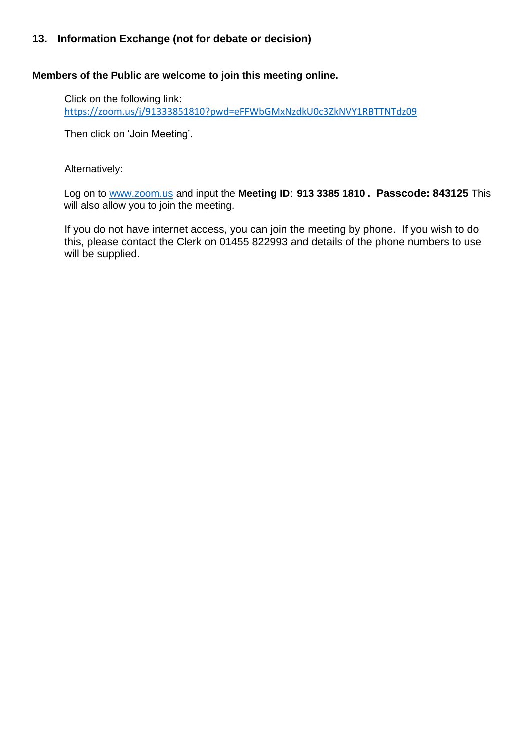### 13. Information Exchange (not for debate or decision)

**Members of the Public are welcome to join this meeting online.**

Click on the following link:
https://zoom.us/j/91333851810?pwd=eFFWbGMxNzdkU0c3ZkNVY1RBTTNTdz09

Then click on 'Join Meeting'.

Alternatively:

Log on to www.zoom.us and input the **Meeting ID**: **913 3385 1810 . Passcode: 843125** This will also allow you to join the meeting.

If you do not have internet access, you can join the meeting by phone. If you wish to do this, please contact the Clerk on 01455 822993 and details of the phone numbers to use will be supplied.